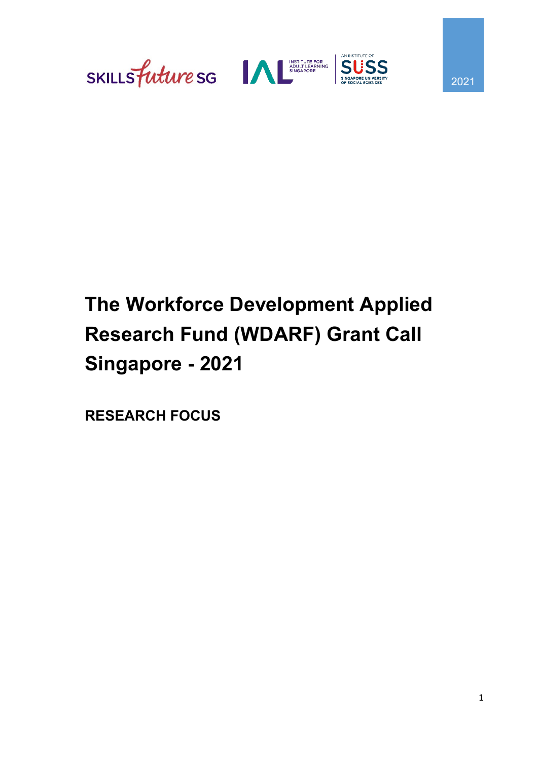2021

# The Workforce Development Applied Research Fund (WDARF) Grant Call Singapore - 2021

## RESEARCH FOCUS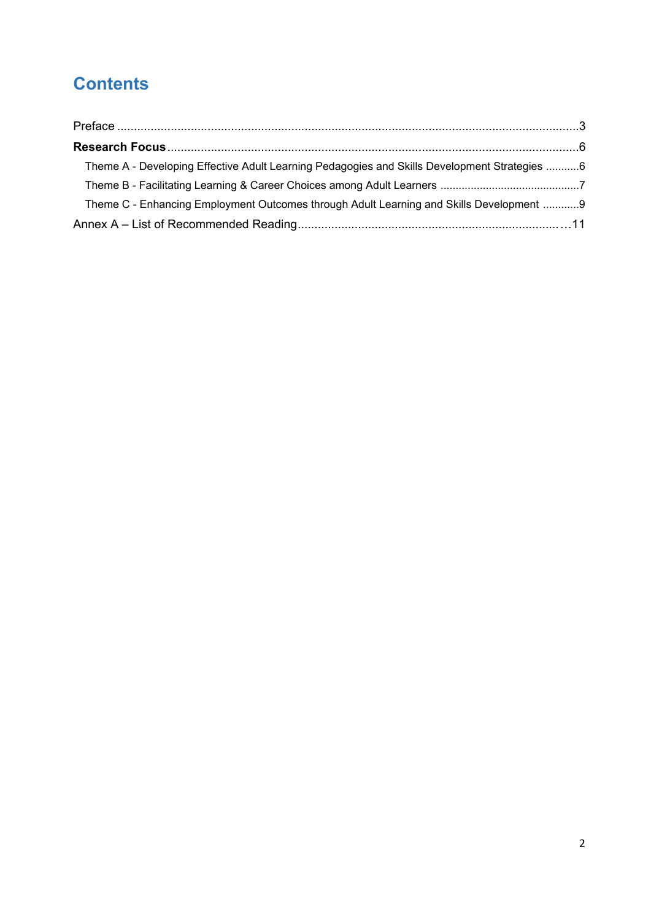# Contents

Preface ..........................................................................................................................................3

**Research Focus**.............................................................................................................................6

- Theme A - Developing Effective Adult Learning Pedagogies and Skills Development Strategies ...........6
- Theme B - Facilitating Learning & Career Choices among Adult Learners .............................................7
- Theme C - Enhancing Employment Outcomes through Adult Learning and Skills Development ............9

Annex A – List of Recommended Reading.................................................................................11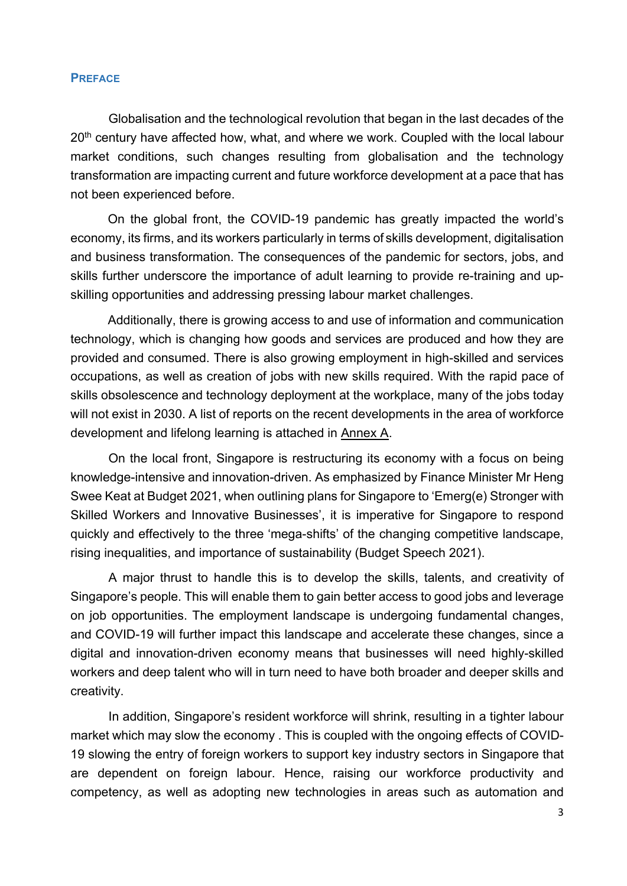## PREFACE

Globalisation and the technological revolution that began in the last decades of the 20th century have affected how, what, and where we work. Coupled with the local labour market conditions, such changes resulting from globalisation and the technology transformation are impacting current and future workforce development at a pace that has not been experienced before.

On the global front, the COVID-19 pandemic has greatly impacted the world's economy, its firms, and its workers particularly in terms of skills development, digitalisation and business transformation. The consequences of the pandemic for sectors, jobs, and skills further underscore the importance of adult learning to provide re-training and up-skilling opportunities and addressing pressing labour market challenges.

Additionally, there is growing access to and use of information and communication technology, which is changing how goods and services are produced and how they are provided and consumed. There is also growing employment in high-skilled and services occupations, as well as creation of jobs with new skills required. With the rapid pace of skills obsolescence and technology deployment at the workplace, many of the jobs today will not exist in 2030. A list of reports on the recent developments in the area of workforce development and lifelong learning is attached in Annex A.

On the local front, Singapore is restructuring its economy with a focus on being knowledge-intensive and innovation-driven. As emphasized by Finance Minister Mr Heng Swee Keat at Budget 2021, when outlining plans for Singapore to 'Emerg(e) Stronger with Skilled Workers and Innovative Businesses', it is imperative for Singapore to respond quickly and effectively to the three 'mega-shifts' of the changing competitive landscape, rising inequalities, and importance of sustainability (Budget Speech 2021).

A major thrust to handle this is to develop the skills, talents, and creativity of Singapore's people. This will enable them to gain better access to good jobs and leverage on job opportunities. The employment landscape is undergoing fundamental changes, and COVID-19 will further impact this landscape and accelerate these changes, since a digital and innovation-driven economy means that businesses will need highly-skilled workers and deep talent who will in turn need to have both broader and deeper skills and creativity.

In addition, Singapore's resident workforce will shrink, resulting in a tighter labour market which may slow the economy . This is coupled with the ongoing effects of COVID-19 slowing the entry of foreign workers to support key industry sectors in Singapore that are dependent on foreign labour. Hence, raising our workforce productivity and competency, as well as adopting new technologies in areas such as automation and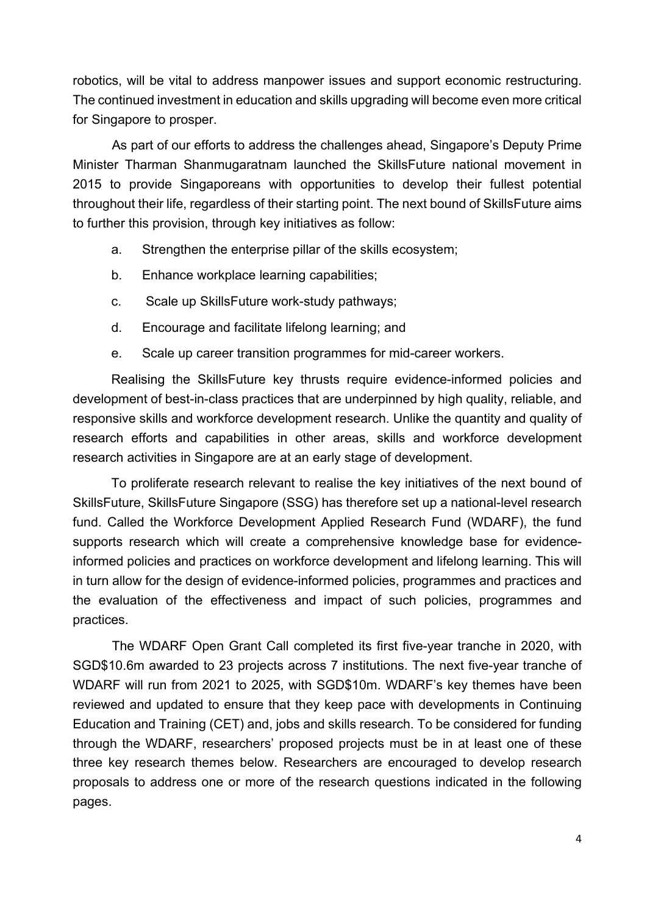robotics, will be vital to address manpower issues and support economic restructuring. The continued investment in education and skills upgrading will become even more critical for Singapore to prosper.

As part of our efforts to address the challenges ahead, Singapore's Deputy Prime Minister Tharman Shanmugaratnam launched the SkillsFuture national movement in 2015 to provide Singaporeans with opportunities to develop their fullest potential throughout their life, regardless of their starting point. The next bound of SkillsFuture aims to further this provision, through key initiatives as follow:

a. Strengthen the enterprise pillar of the skills ecosystem;

b. Enhance workplace learning capabilities;

c. Scale up SkillsFuture work-study pathways;

d. Encourage and facilitate lifelong learning; and

e. Scale up career transition programmes for mid-career workers.

Realising the SkillsFuture key thrusts require evidence-informed policies and development of best-in-class practices that are underpinned by high quality, reliable, and responsive skills and workforce development research. Unlike the quantity and quality of research efforts and capabilities in other areas, skills and workforce development research activities in Singapore are at an early stage of development.

To proliferate research relevant to realise the key initiatives of the next bound of SkillsFuture, SkillsFuture Singapore (SSG) has therefore set up a national-level research fund. Called the Workforce Development Applied Research Fund (WDARF), the fund supports research which will create a comprehensive knowledge base for evidence-informed policies and practices on workforce development and lifelong learning. This will in turn allow for the design of evidence-informed policies, programmes and practices and the evaluation of the effectiveness and impact of such policies, programmes and practices.

The WDARF Open Grant Call completed its first five-year tranche in 2020, with SGD$10.6m awarded to 23 projects across 7 institutions. The next five-year tranche of WDARF will run from 2021 to 2025, with SGD$10m. WDARF's key themes have been reviewed and updated to ensure that they keep pace with developments in Continuing Education and Training (CET) and, jobs and skills research. To be considered for funding through the WDARF, researchers' proposed projects must be in at least one of these three key research themes below. Researchers are encouraged to develop research proposals to address one or more of the research questions indicated in the following pages.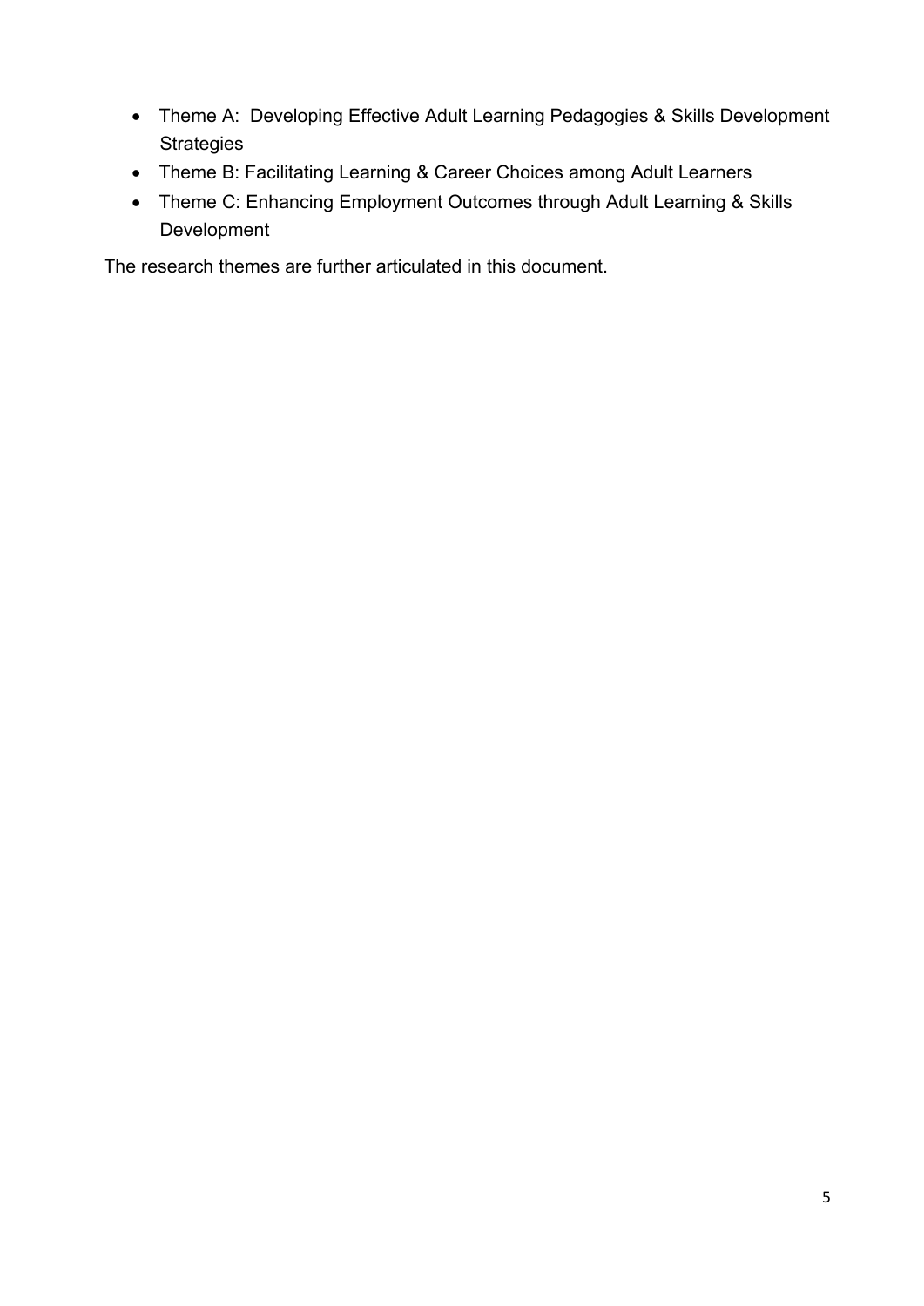- Theme A:  Developing Effective Adult Learning Pedagogies & Skills Development Strategies
- Theme B: Facilitating Learning & Career Choices among Adult Learners
- Theme C: Enhancing Employment Outcomes through Adult Learning & Skills Development

The research themes are further articulated in this document.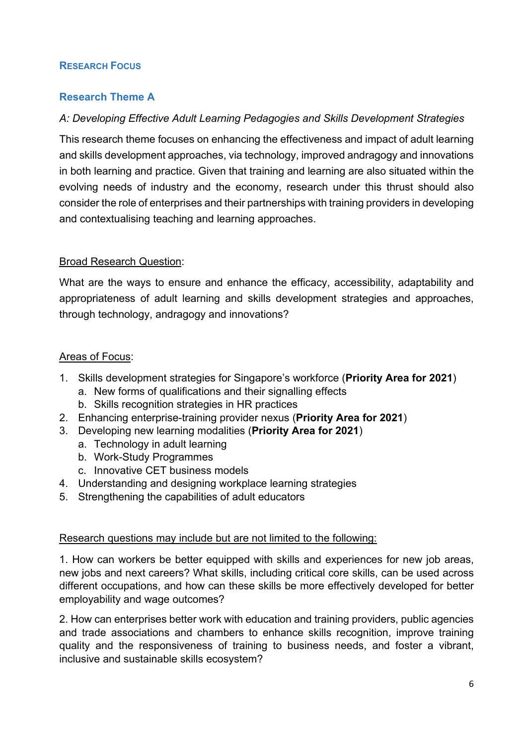## RESEARCH FOCUS

### Research Theme A

*A: Developing Effective Adult Learning Pedagogies and Skills Development Strategies*

This research theme focuses on enhancing the effectiveness and impact of adult learning and skills development approaches, via technology, improved andragogy and innovations in both learning and practice. Given that training and learning are also situated within the evolving needs of industry and the economy, research under this thrust should also consider the role of enterprises and their partnerships with training providers in developing and contextualising teaching and learning approaches.

<u>Broad Research Question</u>:

What are the ways to ensure and enhance the efficacy, accessibility, adaptability and appropriateness of adult learning and skills development strategies and approaches, through technology, andragogy and innovations?

<u>Areas of Focus</u>:

1. Skills development strategies for Singapore's workforce (**Priority Area for 2021**)
   a. New forms of qualifications and their signalling effects
   b. Skills recognition strategies in HR practices
2. Enhancing enterprise-training provider nexus (**Priority Area for 2021**)
3. Developing new learning modalities (**Priority Area for 2021**)
   a. Technology in adult learning
   b. Work-Study Programmes
   c. Innovative CET business models
4. Understanding and designing workplace learning strategies
5. Strengthening the capabilities of adult educators

<u>Research questions may include but are not limited to the following:</u>

1. How can workers be better equipped with skills and experiences for new job areas, new jobs and next careers? What skills, including critical core skills, can be used across different occupations, and how can these skills be more effectively developed for better employability and wage outcomes?

2. How can enterprises better work with education and training providers, public agencies and trade associations and chambers to enhance skills recognition, improve training quality and the responsiveness of training to business needs, and foster a vibrant, inclusive and sustainable skills ecosystem?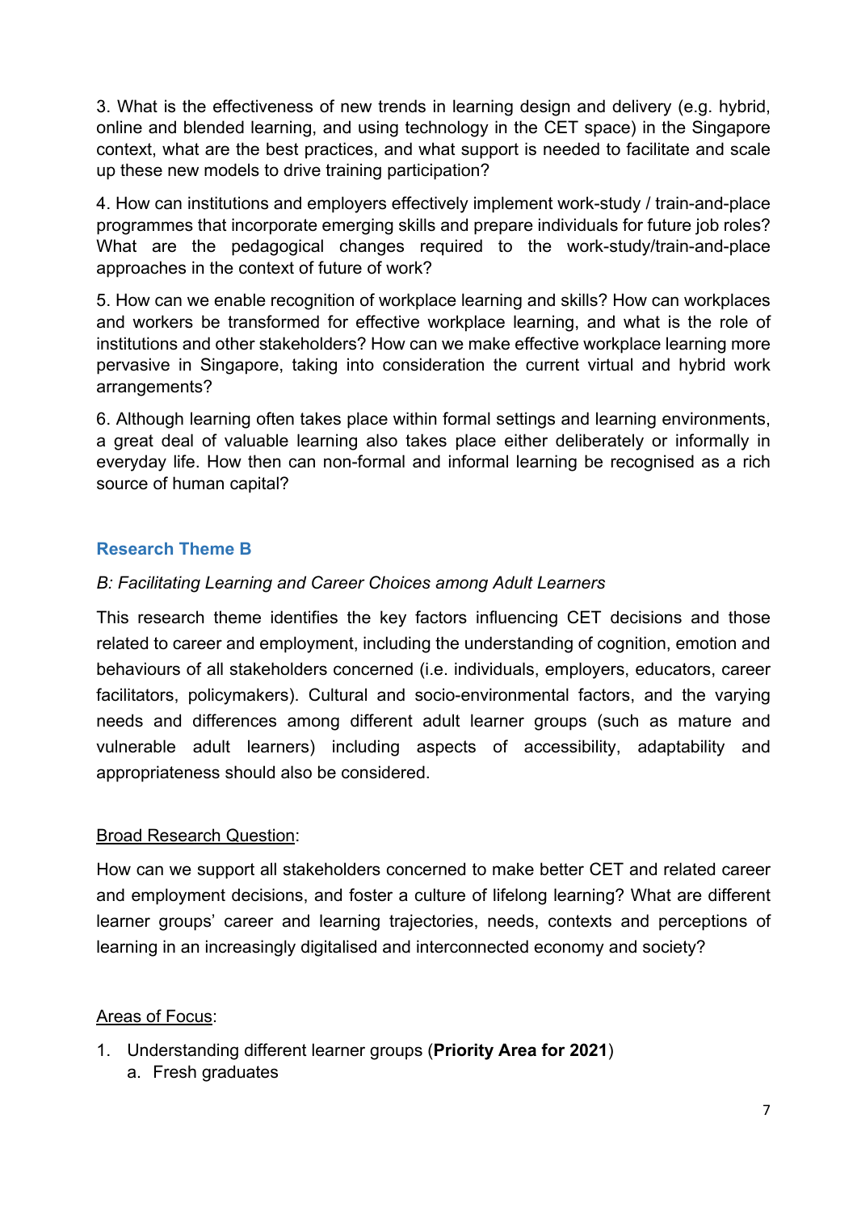3. What is the effectiveness of new trends in learning design and delivery (e.g. hybrid, online and blended learning, and using technology in the CET space) in the Singapore context, what are the best practices, and what support is needed to facilitate and scale up these new models to drive training participation?

4. How can institutions and employers effectively implement work-study / train-and-place programmes that incorporate emerging skills and prepare individuals for future job roles? What are the pedagogical changes required to the work-study/train-and-place approaches in the context of future of work?

5. How can we enable recognition of workplace learning and skills? How can workplaces and workers be transformed for effective workplace learning, and what is the role of institutions and other stakeholders? How can we make effective workplace learning more pervasive in Singapore, taking into consideration the current virtual and hybrid work arrangements?

6. Although learning often takes place within formal settings and learning environments, a great deal of valuable learning also takes place either deliberately or informally in everyday life. How then can non-formal and informal learning be recognised as a rich source of human capital?

### Research Theme B

*B: Facilitating Learning and Career Choices among Adult Learners*

This research theme identifies the key factors influencing CET decisions and those related to career and employment, including the understanding of cognition, emotion and behaviours of all stakeholders concerned (i.e. individuals, employers, educators, career facilitators, policymakers). Cultural and socio-environmental factors, and the varying needs and differences among different adult learner groups (such as mature and vulnerable adult learners) including aspects of accessibility, adaptability and appropriateness should also be considered.

<u>Broad Research Question</u>:

How can we support all stakeholders concerned to make better CET and related career and employment decisions, and foster a culture of lifelong learning? What are different learner groups' career and learning trajectories, needs, contexts and perceptions of learning in an increasingly digitalised and interconnected economy and society?

<u>Areas of Focus</u>:

1. Understanding different learner groups (**Priority Area for 2021**)
   a. Fresh graduates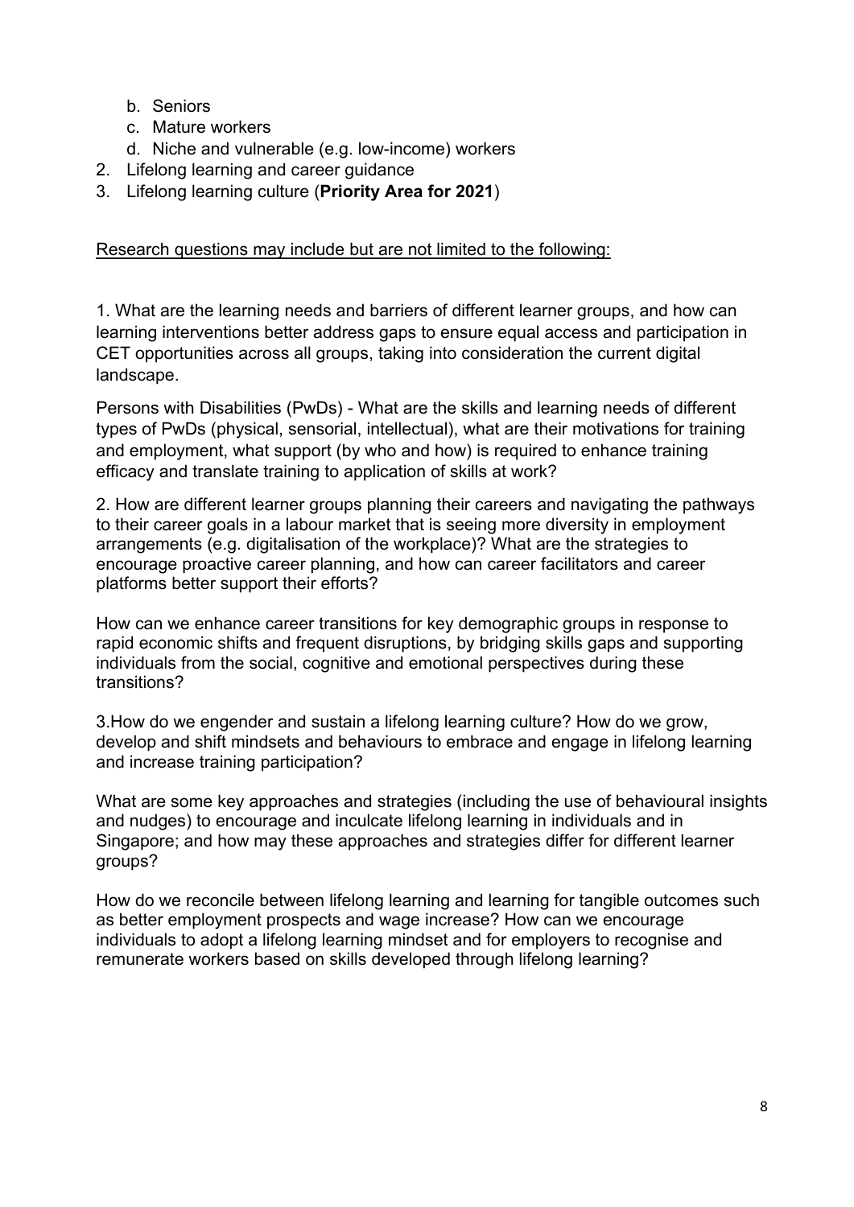b. Seniors
   c. Mature workers
   d. Niche and vulnerable (e.g. low-income) workers
2. Lifelong learning and career guidance
3. Lifelong learning culture (**Priority Area for 2021**)

<u>Research questions may include but are not limited to the following:</u>

1. What are the learning needs and barriers of different learner groups, and how can learning interventions better address gaps to ensure equal access and participation in CET opportunities across all groups, taking into consideration the current digital landscape.

Persons with Disabilities (PwDs) - What are the skills and learning needs of different types of PwDs (physical, sensorial, intellectual), what are their motivations for training and employment, what support (by who and how) is required to enhance training efficacy and translate training to application of skills at work?

2. How are different learner groups planning their careers and navigating the pathways to their career goals in a labour market that is seeing more diversity in employment arrangements (e.g. digitalisation of the workplace)? What are the strategies to encourage proactive career planning, and how can career facilitators and career platforms better support their efforts?

How can we enhance career transitions for key demographic groups in response to rapid economic shifts and frequent disruptions, by bridging skills gaps and supporting individuals from the social, cognitive and emotional perspectives during these transitions?

3.How do we engender and sustain a lifelong learning culture? How do we grow, develop and shift mindsets and behaviours to embrace and engage in lifelong learning and increase training participation?

What are some key approaches and strategies (including the use of behavioural insights and nudges) to encourage and inculcate lifelong learning in individuals and in Singapore; and how may these approaches and strategies differ for different learner groups?

How do we reconcile between lifelong learning and learning for tangible outcomes such as better employment prospects and wage increase? How can we encourage individuals to adopt a lifelong learning mindset and for employers to recognise and remunerate workers based on skills developed through lifelong learning?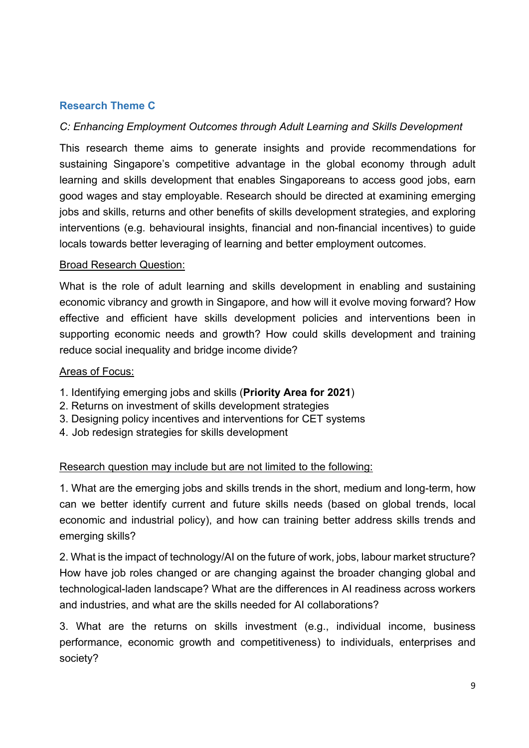## Research Theme C

*C: Enhancing Employment Outcomes through Adult Learning and Skills Development*

This research theme aims to generate insights and provide recommendations for sustaining Singapore's competitive advantage in the global economy through adult learning and skills development that enables Singaporeans to access good jobs, earn good wages and stay employable. Research should be directed at examining emerging jobs and skills, returns and other benefits of skills development strategies, and exploring interventions (e.g. behavioural insights, financial and non-financial incentives) to guide locals towards better leveraging of learning and better employment outcomes.

<u>Broad Research Question:</u>

What is the role of adult learning and skills development in enabling and sustaining economic vibrancy and growth in Singapore, and how will it evolve moving forward? How effective and efficient have skills development policies and interventions been in supporting economic needs and growth? How could skills development and training reduce social inequality and bridge income divide?

<u>Areas of Focus:</u>

1. Identifying emerging jobs and skills (**Priority Area for 2021**)
2. Returns on investment of skills development strategies
3. Designing policy incentives and interventions for CET systems
4. Job redesign strategies for skills development

<u>Research question may include but are not limited to the following:</u>

1. What are the emerging jobs and skills trends in the short, medium and long-term, how can we better identify current and future skills needs (based on global trends, local economic and industrial policy), and how can training better address skills trends and emerging skills?

2. What is the impact of technology/AI on the future of work, jobs, labour market structure? How have job roles changed or are changing against the broader changing global and technological-laden landscape? What are the differences in AI readiness across workers and industries, and what are the skills needed for AI collaborations?

3. What are the returns on skills investment (e.g., individual income, business performance, economic growth and competitiveness) to individuals, enterprises and society?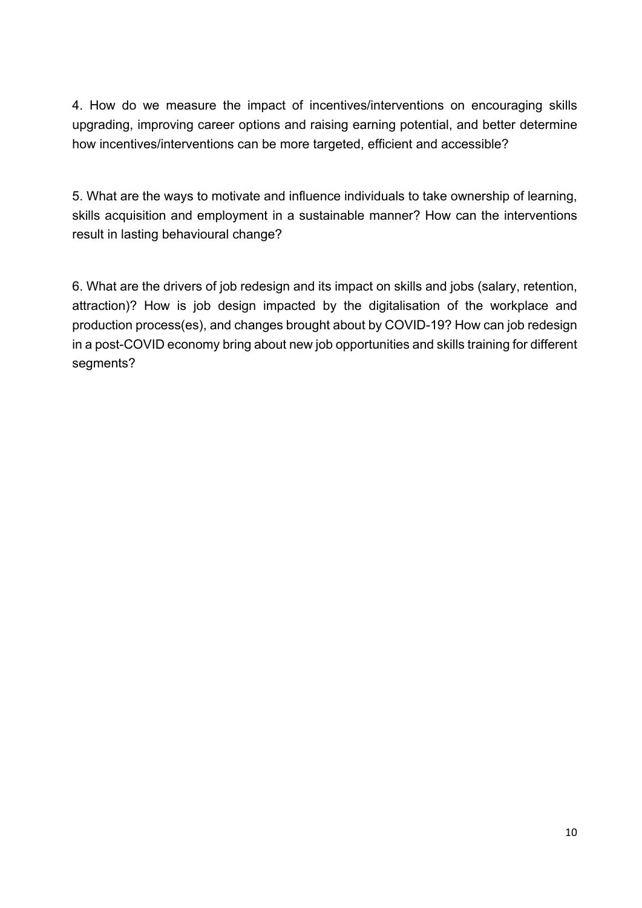4. How do we measure the impact of incentives/interventions on encouraging skills upgrading, improving career options and raising earning potential, and better determine how incentives/interventions can be more targeted, efficient and accessible?

5. What are the ways to motivate and influence individuals to take ownership of learning, skills acquisition and employment in a sustainable manner? How can the interventions result in lasting behavioural change?

6. What are the drivers of job redesign and its impact on skills and jobs (salary, retention, attraction)? How is job design impacted by the digitalisation of the workplace and production process(es), and changes brought about by COVID-19? How can job redesign in a post-COVID economy bring about new job opportunities and skills training for different segments?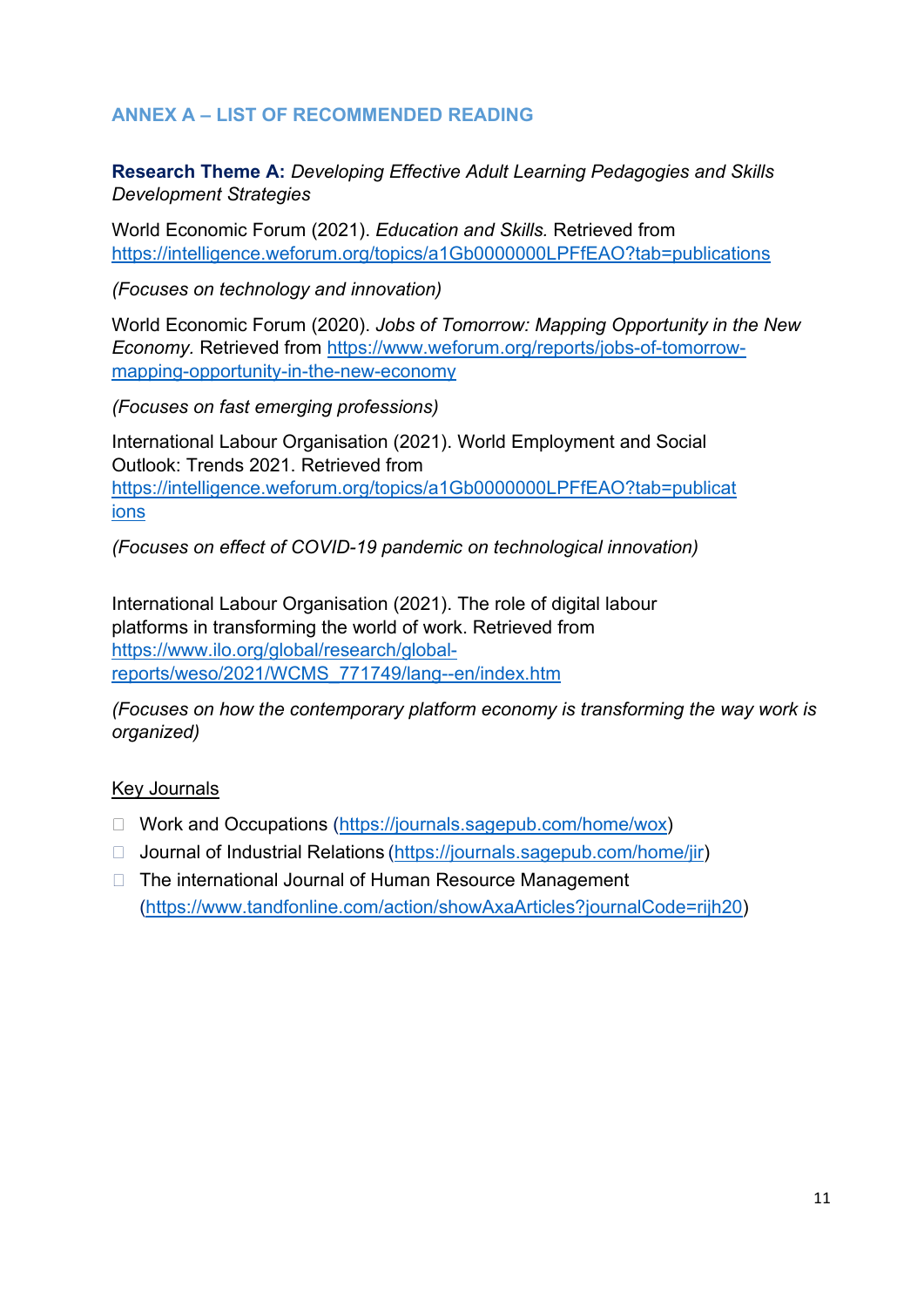## ANNEX A – LIST OF RECOMMENDED READING

**Research Theme A:** *Developing Effective Adult Learning Pedagogies and Skills Development Strategies*

World Economic Forum (2021). *Education and Skills.* Retrieved from https://intelligence.weforum.org/topics/a1Gb0000000LPFfEAO?tab=publications

*(Focuses on technology and innovation)*

World Economic Forum (2020). *Jobs of Tomorrow: Mapping Opportunity in the New Economy.* Retrieved from https://www.weforum.org/reports/jobs-of-tomorrow-mapping-opportunity-in-the-new-economy

*(Focuses on fast emerging professions)*

International Labour Organisation (2021). World Employment and Social Outlook: Trends 2021. Retrieved from https://intelligence.weforum.org/topics/a1Gb0000000LPFfEAO?tab=publications

*(Focuses on effect of COVID-19 pandemic on technological innovation)*

International Labour Organisation (2021). The role of digital labour platforms in transforming the world of work. Retrieved from https://www.ilo.org/global/research/global-reports/weso/2021/WCMS_771749/lang--en/index.htm

*(Focuses on how the contemporary platform economy is transforming the way work is organized)*

Key Journals

- Work and Occupations (https://journals.sagepub.com/home/wox)
- Journal of Industrial Relations (https://journals.sagepub.com/home/jir)
- The international Journal of Human Resource Management (https://www.tandfonline.com/action/showAxaArticles?journalCode=rijh20)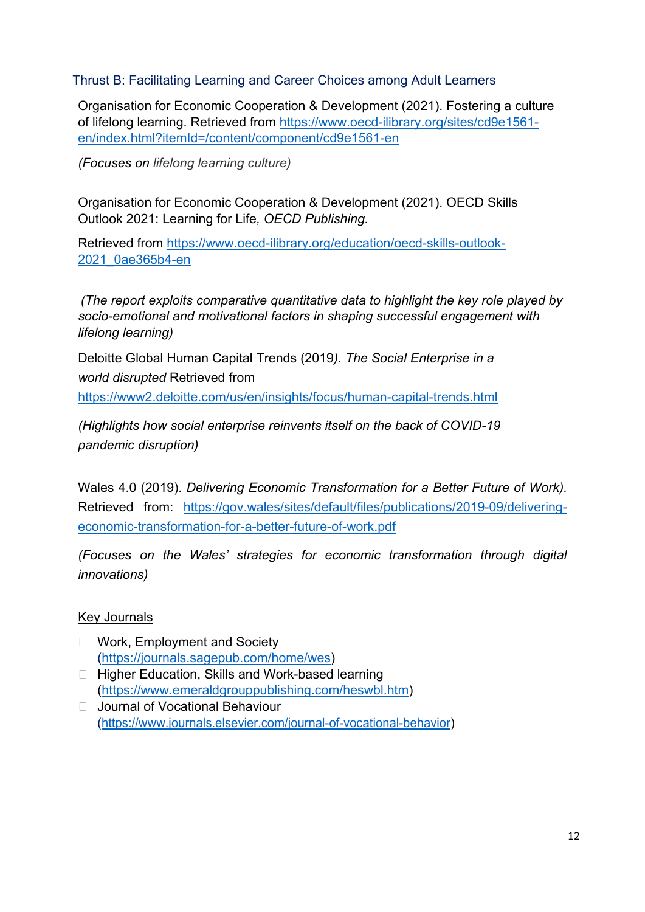### Thrust B: Facilitating Learning and Career Choices among Adult Learners

Organisation for Economic Cooperation & Development (2021). Fostering a culture of lifelong learning. Retrieved from https://www.oecd-ilibrary.org/sites/cd9e1561-en/index.html?itemId=/content/component/cd9e1561-en

*(Focuses on lifelong learning culture)*

Organisation for Economic Cooperation & Development (2021). OECD Skills Outlook 2021: Learning for Life*, OECD Publishing.*

Retrieved from https://www.oecd-ilibrary.org/education/oecd-skills-outlook-2021_0ae365b4-en

*(The report exploits comparative quantitative data to highlight the key role played by socio-emotional and motivational factors in shaping successful engagement with lifelong learning)*

Deloitte Global Human Capital Trends (2019*). The Social Enterprise in a world disrupted* Retrieved from https://www2.deloitte.com/us/en/insights/focus/human-capital-trends.html

*(Highlights how social enterprise reinvents itself on the back of COVID-19 pandemic disruption)*

Wales 4.0 (2019). *Delivering Economic Transformation for a Better Future of Work).* Retrieved from: https://gov.wales/sites/default/files/publications/2019-09/delivering-economic-transformation-for-a-better-future-of-work.pdf

*(Focuses on the Wales' strategies for economic transformation through digital innovations)*

<u>Key Journals</u>

- Work, Employment and Society (https://journals.sagepub.com/home/wes)
- Higher Education, Skills and Work-based learning (https://www.emeraldgrouppublishing.com/heswbl.htm)
- Journal of Vocational Behaviour (https://www.journals.elsevier.com/journal-of-vocational-behavior)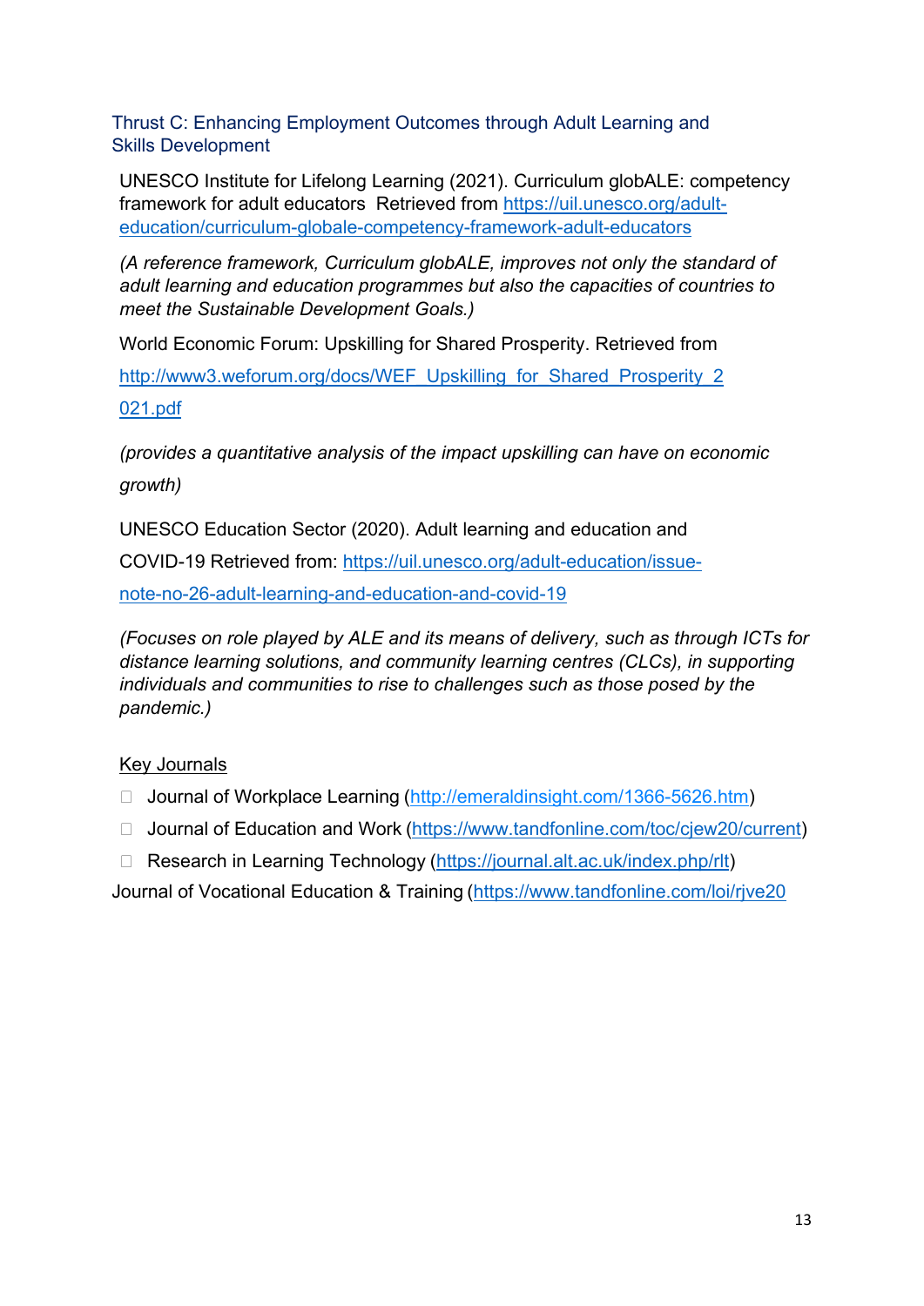### Thrust C: Enhancing Employment Outcomes through Adult Learning and Skills Development

UNESCO Institute for Lifelong Learning (2021). Curriculum globALE: competency framework for adult educators Retrieved from https://uil.unesco.org/adult-education/curriculum-globale-competency-framework-adult-educators

*(A reference framework, Curriculum globALE, improves not only the standard of adult learning and education programmes but also the capacities of countries to meet the Sustainable Development Goals.)*

World Economic Forum: Upskilling for Shared Prosperity. Retrieved from http://www3.weforum.org/docs/WEF_Upskilling_for_Shared_Prosperity_2021.pdf

*(provides a quantitative analysis of the impact upskilling can have on economic growth)*

UNESCO Education Sector (2020). Adult learning and education and COVID-19 Retrieved from: https://uil.unesco.org/adult-education/issue-note-no-26-adult-learning-and-education-and-covid-19

*(Focuses on role played by ALE and its means of delivery, such as through ICTs for distance learning solutions, and community learning centres (CLCs), in supporting individuals and communities to rise to challenges such as those posed by the pandemic.)*

<u>Key Journals</u>

- Journal of Workplace Learning (http://emeraldinsight.com/1366-5626.htm)
- Journal of Education and Work (https://www.tandfonline.com/toc/cjew20/current)
- Research in Learning Technology (https://journal.alt.ac.uk/index.php/rlt)

Journal of Vocational Education & Training (https://www.tandfonline.com/loi/rjve20